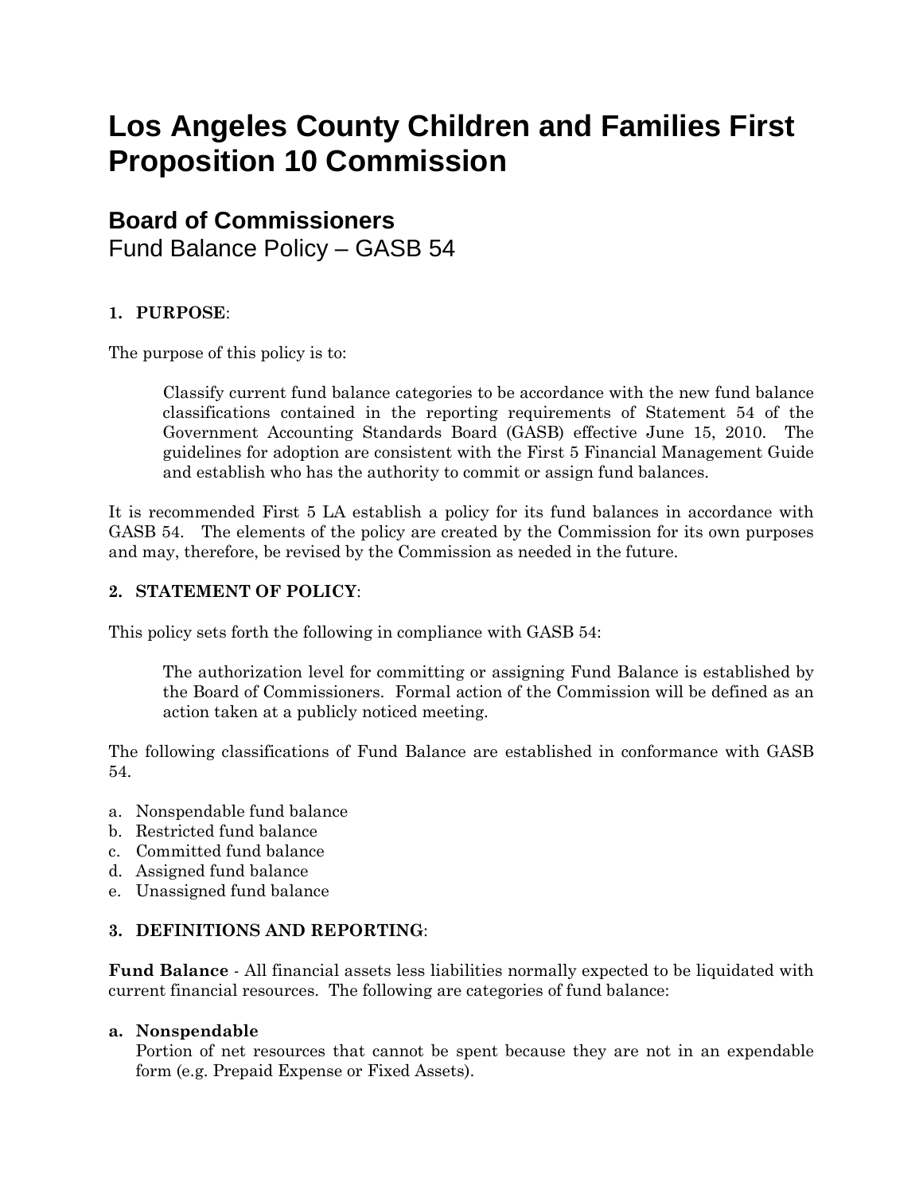# Los Angeles County Children and Families First Proposition 10 Commission

## Board of Commissioners

Fund Balance Policy – GASB 54

**1. PURPOSE**:

The purpose of this policy is to:

> Classify current fund balance categories to be accordance with the new fund balance classifications contained in the reporting requirements of Statement 54 of the Government Accounting Standards Board (GASB) effective June 15, 2010. The guidelines for adoption are consistent with the First 5 Financial Management Guide and establish who has the authority to commit or assign fund balances.

It is recommended First 5 LA establish a policy for its fund balances in accordance with GASB 54. The elements of the policy are created by the Commission for its own purposes and may, therefore, be revised by the Commission as needed in the future.

**2. STATEMENT OF POLICY**:

This policy sets forth the following in compliance with GASB 54:

> The authorization level for committing or assigning Fund Balance is established by the Board of Commissioners. Formal action of the Commission will be defined as an action taken at a publicly noticed meeting.

The following classifications of Fund Balance are established in conformance with GASB 54.

a. Nonspendable fund balance
b. Restricted fund balance
c. Committed fund balance
d. Assigned fund balance
e. Unassigned fund balance

**3. DEFINITIONS AND REPORTING**:

**Fund Balance** - All financial assets less liabilities normally expected to be liquidated with current financial resources. The following are categories of fund balance:

**a. Nonspendable**
Portion of net resources that cannot be spent because they are not in an expendable form (e.g. Prepaid Expense or Fixed Assets).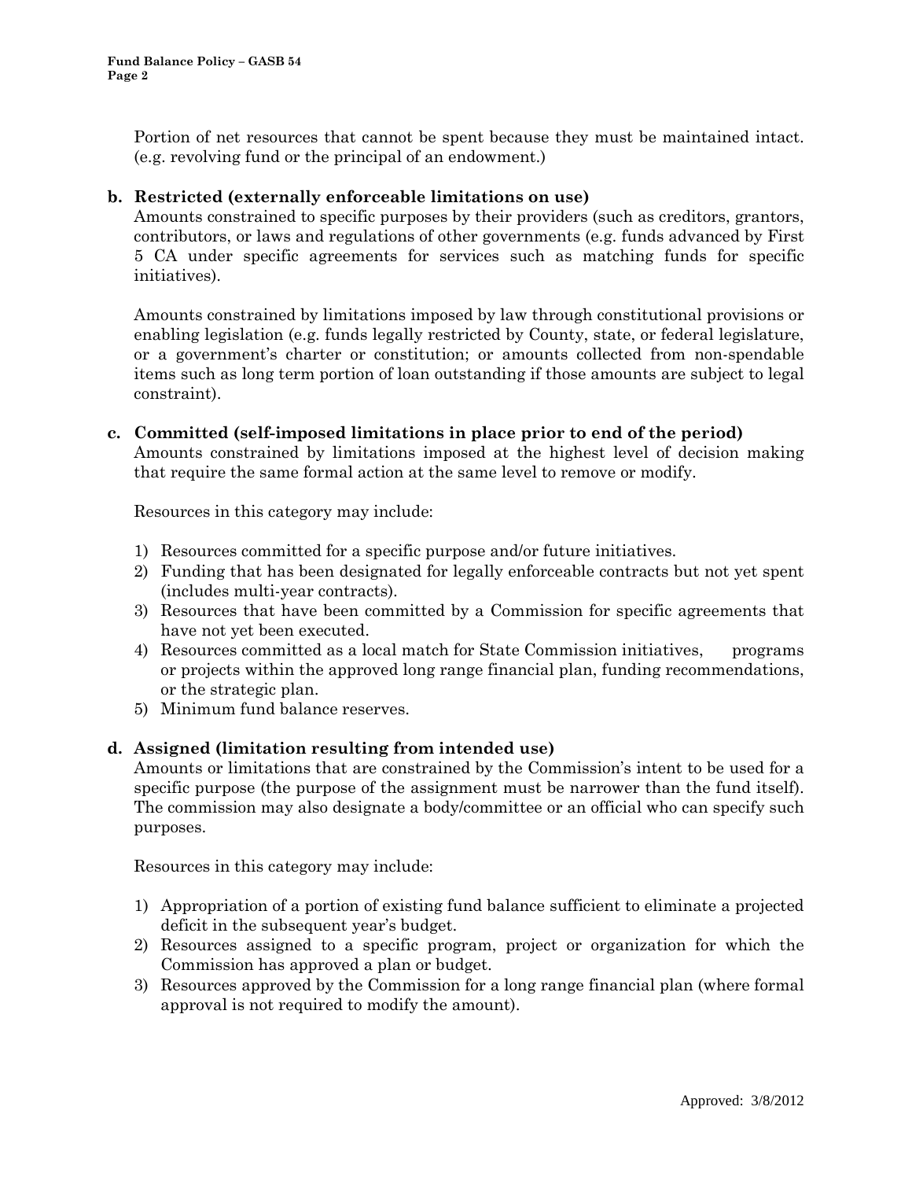Portion of net resources that cannot be spent because they must be maintained intact. (e.g. revolving fund or the principal of an endowment.)

**b. Restricted (externally enforceable limitations on use)**

Amounts constrained to specific purposes by their providers (such as creditors, grantors, contributors, or laws and regulations of other governments (e.g. funds advanced by First 5 CA under specific agreements for services such as matching funds for specific initiatives).

Amounts constrained by limitations imposed by law through constitutional provisions or enabling legislation (e.g. funds legally restricted by County, state, or federal legislature, or a government's charter or constitution; or amounts collected from non-spendable items such as long term portion of loan outstanding if those amounts are subject to legal constraint).

**c. Committed (self-imposed limitations in place prior to end of the period)**

Amounts constrained by limitations imposed at the highest level of decision making that require the same formal action at the same level to remove or modify.

Resources in this category may include:

1) Resources committed for a specific purpose and/or future initiatives.
2) Funding that has been designated for legally enforceable contracts but not yet spent (includes multi-year contracts).
3) Resources that have been committed by a Commission for specific agreements that have not yet been executed.
4) Resources committed as a local match for State Commission initiatives, programs or projects within the approved long range financial plan, funding recommendations, or the strategic plan.
5) Minimum fund balance reserves.

**d. Assigned (limitation resulting from intended use)**

Amounts or limitations that are constrained by the Commission's intent to be used for a specific purpose (the purpose of the assignment must be narrower than the fund itself). The commission may also designate a body/committee or an official who can specify such purposes.

Resources in this category may include:

1) Appropriation of a portion of existing fund balance sufficient to eliminate a projected deficit in the subsequent year's budget.
2) Resources assigned to a specific program, project or organization for which the Commission has approved a plan or budget.
3) Resources approved by the Commission for a long range financial plan (where formal approval is not required to modify the amount).

Approved: 3/8/2012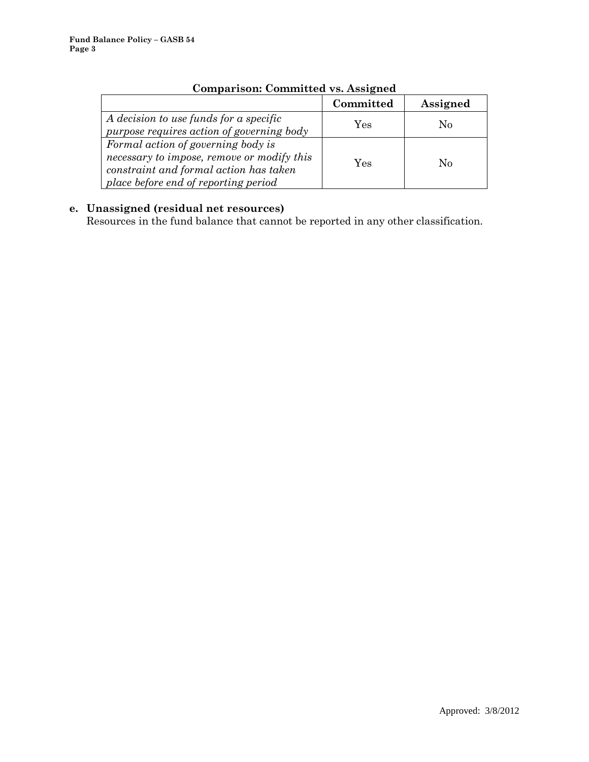**Comparison: Committed vs. Assigned**

| | Committed | Assigned |
|---|---|---|
| *A decision to use funds for a specific purpose requires action of governing body* | Yes | No |
| *Formal action of governing body is necessary to impose, remove or modify this constraint and formal action has taken place before end of reporting period* | Yes | No |

**e. Unassigned (residual net resources)**
Resources in the fund balance that cannot be reported in any other classification.

Approved: 3/8/2012